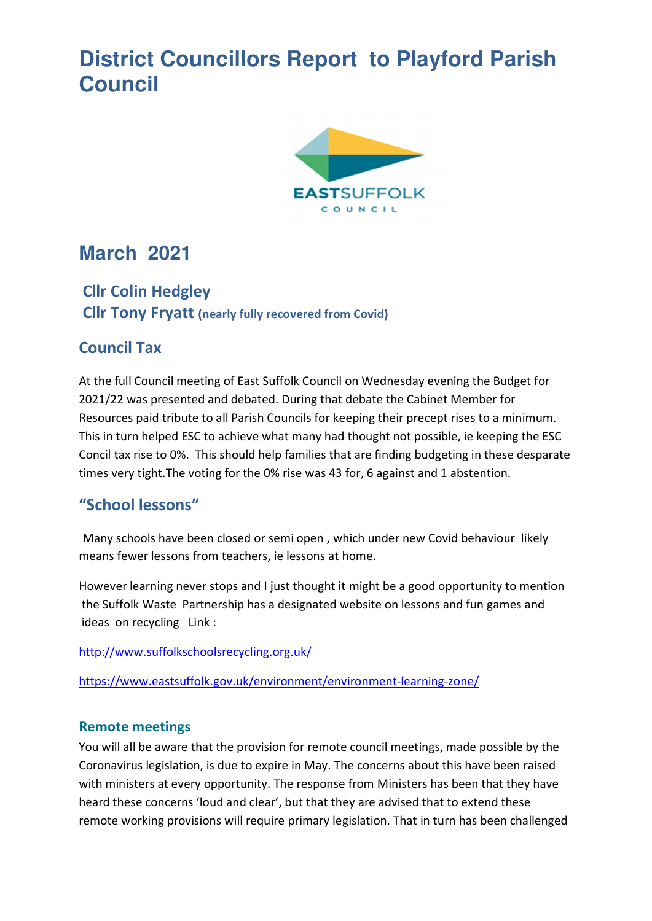# District Councillors Report to Playford Parish Council

EASTSUFFOLK COUNCIL

## March 2021

### Cllr Colin Hedgley
### Cllr Tony Fryatt (nearly fully recovered from Covid)

## Council Tax

At the full Council meeting of East Suffolk Council on Wednesday evening the Budget for 2021/22 was presented and debated. During that debate the Cabinet Member for Resources paid tribute to all Parish Councils for keeping their precept rises to a minimum. This in turn helped ESC to achieve what many had thought not possible, ie keeping the ESC Concil tax rise to 0%. This should help families that are finding budgeting in these desparate times very tight.The voting for the 0% rise was 43 for, 6 against and 1 abstention.

## "School lessons"

Many schools have been closed or semi open , which under new Covid behaviour likely means fewer lessons from teachers, ie lessons at home.

However learning never stops and I just thought it might be a good opportunity to mention the Suffolk Waste Partnership has a designated website on lessons and fun games and ideas on recycling Link :

http://www.suffolkschoolsrecycling.org.uk/

https://www.eastsuffolk.gov.uk/environment/environment-learning-zone/

### Remote meetings

You will all be aware that the provision for remote council meetings, made possible by the Coronavirus legislation, is due to expire in May. The concerns about this have been raised with ministers at every opportunity. The response from Ministers has been that they have heard these concerns 'loud and clear', but that they are advised that to extend these remote working provisions will require primary legislation. That in turn has been challenged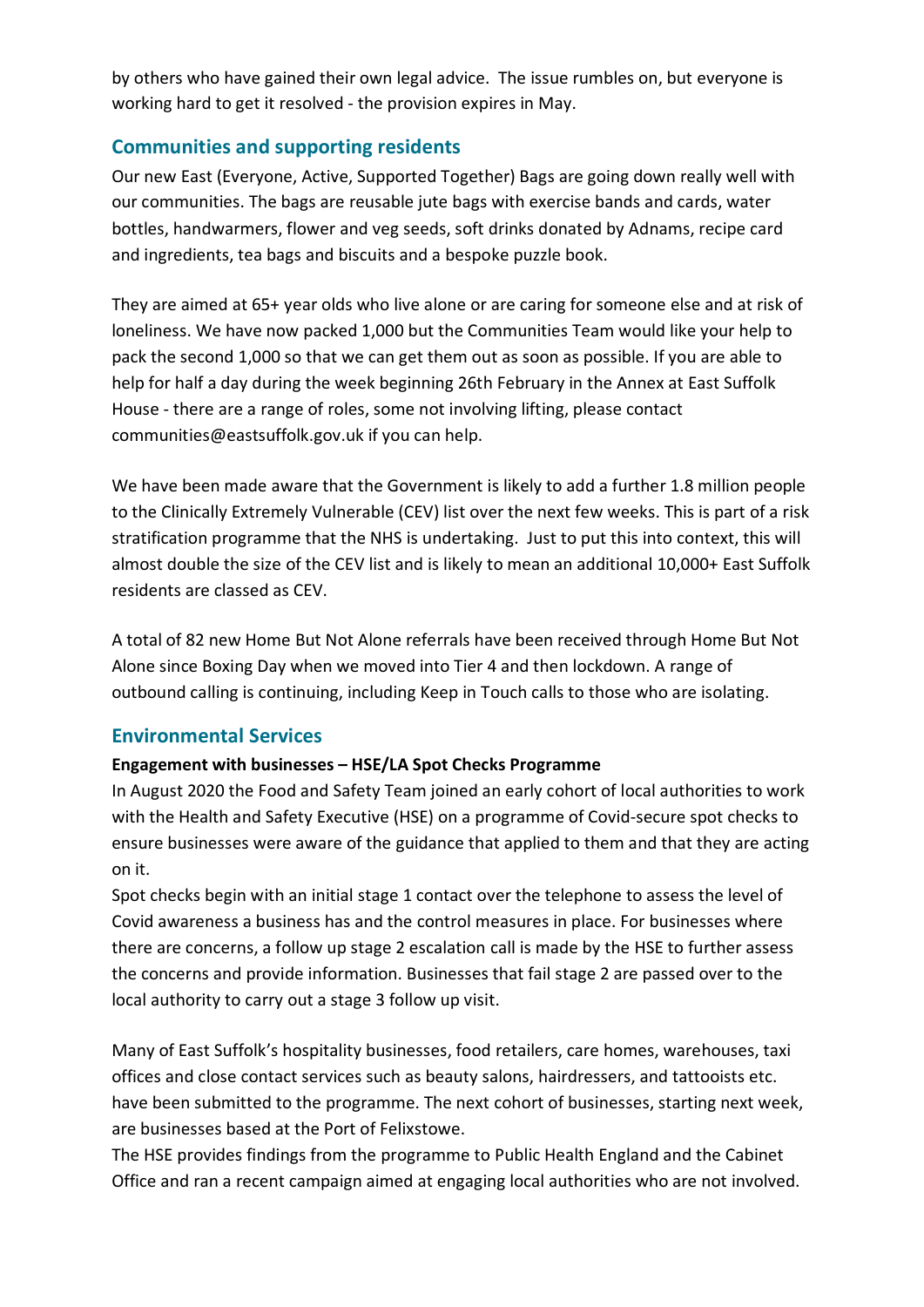by others who have gained their own legal advice. The issue rumbles on, but everyone is working hard to get it resolved - the provision expires in May.

## Communities and supporting residents

Our new East (Everyone, Active, Supported Together) Bags are going down really well with our communities. The bags are reusable jute bags with exercise bands and cards, water bottles, handwarmers, flower and veg seeds, soft drinks donated by Adnams, recipe card and ingredients, tea bags and biscuits and a bespoke puzzle book.

They are aimed at 65+ year olds who live alone or are caring for someone else and at risk of loneliness. We have now packed 1,000 but the Communities Team would like your help to pack the second 1,000 so that we can get them out as soon as possible. If you are able to help for half a day during the week beginning 26th February in the Annex at East Suffolk House - there are a range of roles, some not involving lifting, please contact communities@eastsuffolk.gov.uk if you can help.

We have been made aware that the Government is likely to add a further 1.8 million people to the Clinically Extremely Vulnerable (CEV) list over the next few weeks. This is part of a risk stratification programme that the NHS is undertaking. Just to put this into context, this will almost double the size of the CEV list and is likely to mean an additional 10,000+ East Suffolk residents are classed as CEV.

A total of 82 new Home But Not Alone referrals have been received through Home But Not Alone since Boxing Day when we moved into Tier 4 and then lockdown. A range of outbound calling is continuing, including Keep in Touch calls to those who are isolating.

## Environmental Services

**Engagement with businesses – HSE/LA Spot Checks Programme**

In August 2020 the Food and Safety Team joined an early cohort of local authorities to work with the Health and Safety Executive (HSE) on a programme of Covid-secure spot checks to ensure businesses were aware of the guidance that applied to them and that they are acting on it.

Spot checks begin with an initial stage 1 contact over the telephone to assess the level of Covid awareness a business has and the control measures in place. For businesses where there are concerns, a follow up stage 2 escalation call is made by the HSE to further assess the concerns and provide information. Businesses that fail stage 2 are passed over to the local authority to carry out a stage 3 follow up visit.

Many of East Suffolk's hospitality businesses, food retailers, care homes, warehouses, taxi offices and close contact services such as beauty salons, hairdressers, and tattooists etc. have been submitted to the programme. The next cohort of businesses, starting next week, are businesses based at the Port of Felixstowe.

The HSE provides findings from the programme to Public Health England and the Cabinet Office and ran a recent campaign aimed at engaging local authorities who are not involved.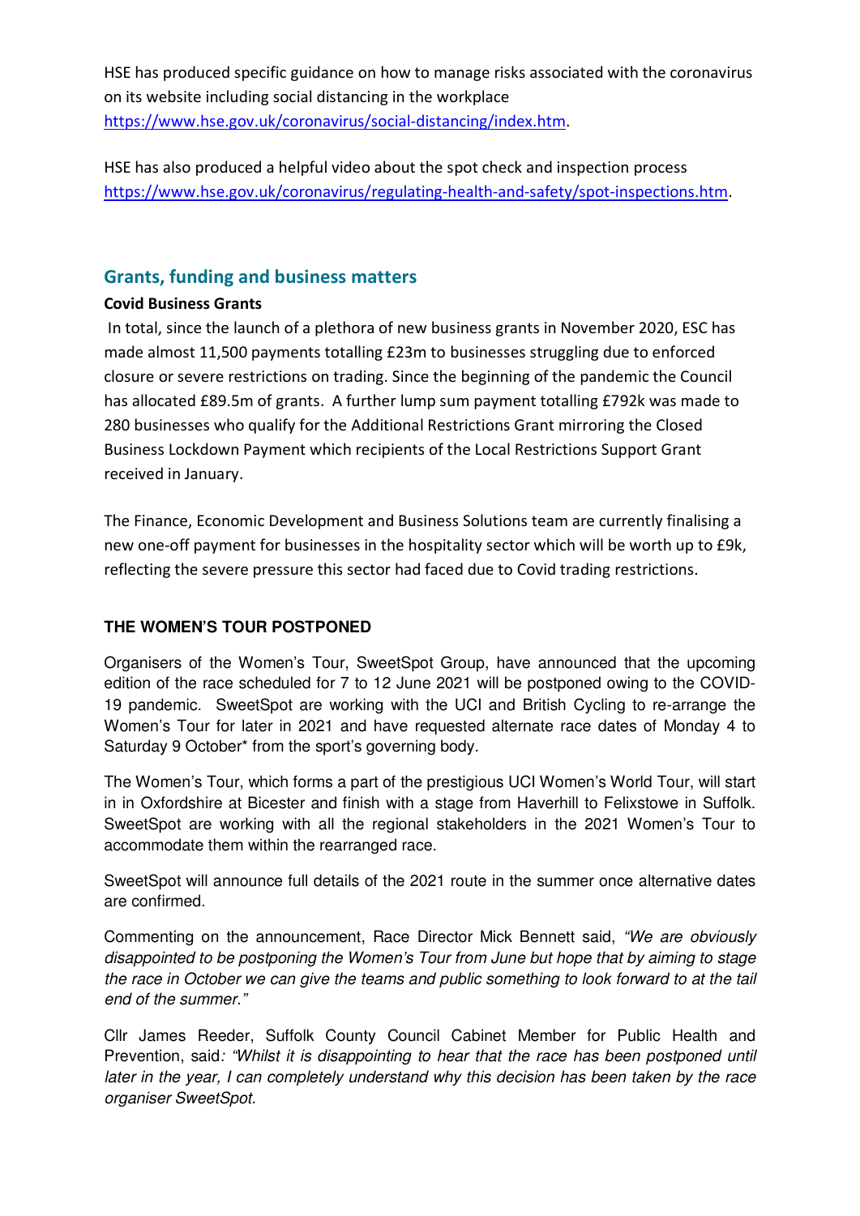HSE has produced specific guidance on how to manage risks associated with the coronavirus on its website including social distancing in the workplace https://www.hse.gov.uk/coronavirus/social-distancing/index.htm.

HSE has also produced a helpful video about the spot check and inspection process https://www.hse.gov.uk/coronavirus/regulating-health-and-safety/spot-inspections.htm.

## Grants, funding and business matters

**Covid Business Grants**

In total, since the launch of a plethora of new business grants in November 2020, ESC has made almost 11,500 payments totalling £23m to businesses struggling due to enforced closure or severe restrictions on trading. Since the beginning of the pandemic the Council has allocated £89.5m of grants. A further lump sum payment totalling £792k was made to 280 businesses who qualify for the Additional Restrictions Grant mirroring the Closed Business Lockdown Payment which recipients of the Local Restrictions Support Grant received in January.

The Finance, Economic Development and Business Solutions team are currently finalising a new one-off payment for businesses in the hospitality sector which will be worth up to £9k, reflecting the severe pressure this sector had faced due to Covid trading restrictions.

### THE WOMEN'S TOUR POSTPONED

Organisers of the Women's Tour, SweetSpot Group, have announced that the upcoming edition of the race scheduled for 7 to 12 June 2021 will be postponed owing to the COVID-19 pandemic. SweetSpot are working with the UCI and British Cycling to re-arrange the Women's Tour for later in 2021 and have requested alternate race dates of Monday 4 to Saturday 9 October* from the sport's governing body.

The Women's Tour, which forms a part of the prestigious UCI Women's World Tour, will start in in Oxfordshire at Bicester and finish with a stage from Haverhill to Felixstowe in Suffolk. SweetSpot are working with all the regional stakeholders in the 2021 Women's Tour to accommodate them within the rearranged race.

SweetSpot will announce full details of the 2021 route in the summer once alternative dates are confirmed.

Commenting on the announcement, Race Director Mick Bennett said, *"We are obviously disappointed to be postponing the Women's Tour from June but hope that by aiming to stage the race in October we can give the teams and public something to look forward to at the tail end of the summer."*

Cllr James Reeder, Suffolk County Council Cabinet Member for Public Health and Prevention, said*: "Whilst it is disappointing to hear that the race has been postponed until later in the year, I can completely understand why this decision has been taken by the race organiser SweetSpot.*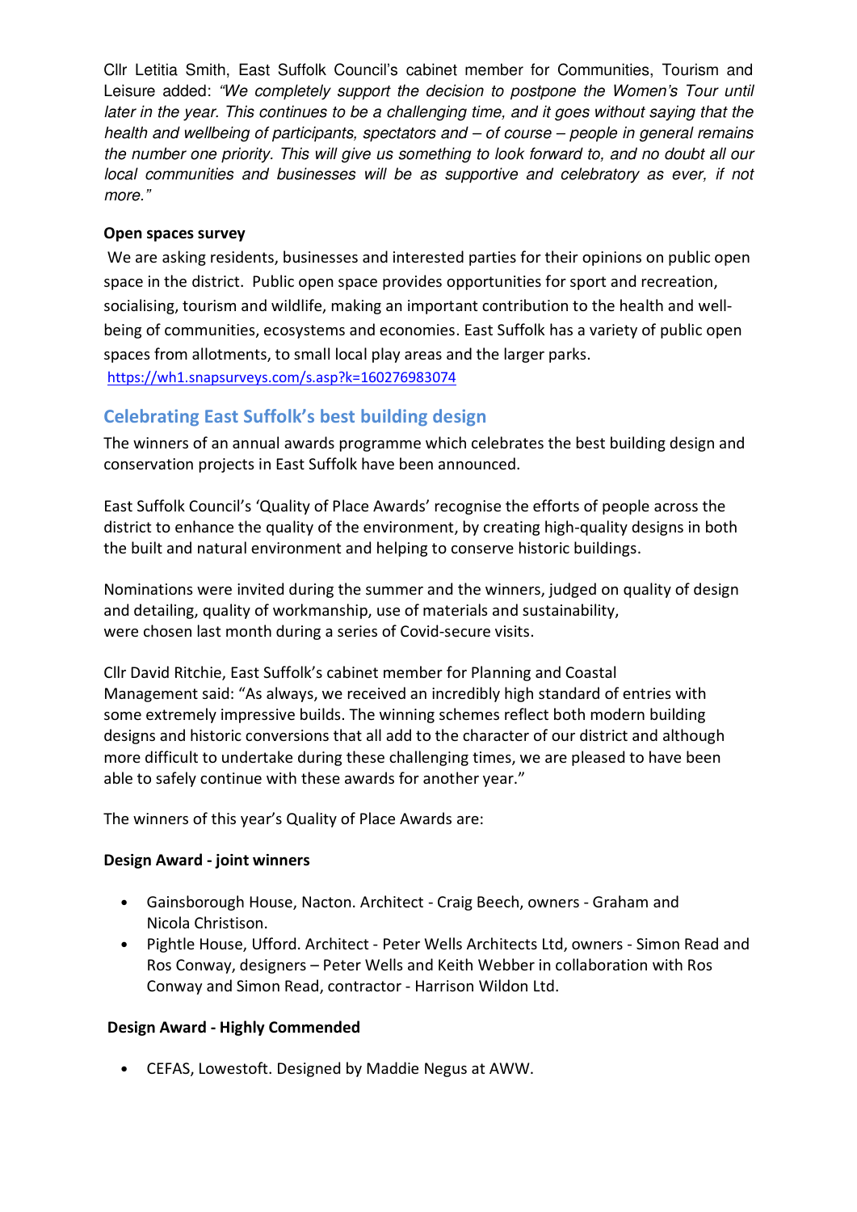Cllr Letitia Smith, East Suffolk Council's cabinet member for Communities, Tourism and Leisure added: *"We completely support the decision to postpone the Women's Tour until later in the year. This continues to be a challenging time, and it goes without saying that the health and wellbeing of participants, spectators and – of course – people in general remains the number one priority. This will give us something to look forward to, and no doubt all our local communities and businesses will be as supportive and celebratory as ever, if not more."*

**Open spaces survey**

We are asking residents, businesses and interested parties for their opinions on public open space in the district. Public open space provides opportunities for sport and recreation, socialising, tourism and wildlife, making an important contribution to the health and well-being of communities, ecosystems and economies. East Suffolk has a variety of public open spaces from allotments, to small local play areas and the larger parks.
https://wh1.snapsurveys.com/s.asp?k=160276983074

## Celebrating East Suffolk's best building design

The winners of an annual awards programme which celebrates the best building design and conservation projects in East Suffolk have been announced.

East Suffolk Council's 'Quality of Place Awards' recognise the efforts of people across the district to enhance the quality of the environment, by creating high-quality designs in both the built and natural environment and helping to conserve historic buildings.

Nominations were invited during the summer and the winners, judged on quality of design and detailing, quality of workmanship, use of materials and sustainability, were chosen last month during a series of Covid-secure visits.

Cllr David Ritchie, East Suffolk's cabinet member for Planning and Coastal Management said: "As always, we received an incredibly high standard of entries with some extremely impressive builds. The winning schemes reflect both modern building designs and historic conversions that all add to the character of our district and although more difficult to undertake during these challenging times, we are pleased to have been able to safely continue with these awards for another year."

The winners of this year's Quality of Place Awards are:

**Design Award - joint winners**

- Gainsborough House, Nacton. Architect - Craig Beech, owners - Graham and Nicola Christison.
- Pightle House, Ufford. Architect - Peter Wells Architects Ltd, owners - Simon Read and Ros Conway, designers – Peter Wells and Keith Webber in collaboration with Ros Conway and Simon Read, contractor - Harrison Wildon Ltd.

**Design Award - Highly Commended**

- CEFAS, Lowestoft. Designed by Maddie Negus at AWW.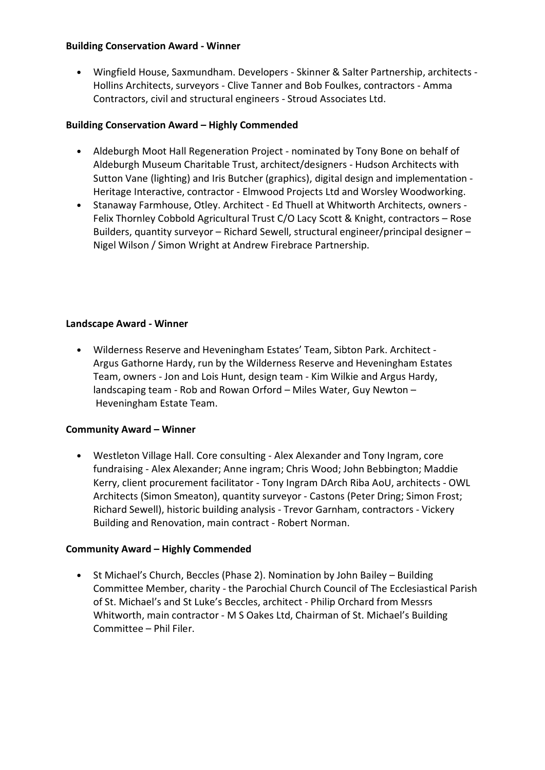**Building Conservation Award - Winner**

- Wingfield House, Saxmundham. Developers - Skinner & Salter Partnership, architects - Hollins Architects, surveyors - Clive Tanner and Bob Foulkes, contractors - Amma Contractors, civil and structural engineers - Stroud Associates Ltd.

**Building Conservation Award – Highly Commended**

- Aldeburgh Moot Hall Regeneration Project - nominated by Tony Bone on behalf of Aldeburgh Museum Charitable Trust, architect/designers - Hudson Architects with Sutton Vane (lighting) and Iris Butcher (graphics), digital design and implementation - Heritage Interactive, contractor - Elmwood Projects Ltd and Worsley Woodworking.
- Stanaway Farmhouse, Otley. Architect - Ed Thuell at Whitworth Architects, owners - Felix Thornley Cobbold Agricultural Trust C/O Lacy Scott & Knight, contractors – Rose Builders, quantity surveyor – Richard Sewell, structural engineer/principal designer – Nigel Wilson / Simon Wright at Andrew Firebrace Partnership.

**Landscape Award - Winner**

- Wilderness Reserve and Heveningham Estates' Team, Sibton Park. Architect - Argus Gathorne Hardy, run by the Wilderness Reserve and Heveningham Estates Team, owners - Jon and Lois Hunt, design team - Kim Wilkie and Argus Hardy, landscaping team - Rob and Rowan Orford – Miles Water, Guy Newton – Heveningham Estate Team.

**Community Award – Winner**

- Westleton Village Hall. Core consulting - Alex Alexander and Tony Ingram, core fundraising - Alex Alexander; Anne ingram; Chris Wood; John Bebbington; Maddie Kerry, client procurement facilitator - Tony Ingram DArch Riba AoU, architects - OWL Architects (Simon Smeaton), quantity surveyor - Castons (Peter Dring; Simon Frost; Richard Sewell), historic building analysis - Trevor Garnham, contractors - Vickery Building and Renovation, main contract - Robert Norman.

**Community Award – Highly Commended**

- St Michael's Church, Beccles (Phase 2). Nomination by John Bailey – Building Committee Member, charity - the Parochial Church Council of The Ecclesiastical Parish of St. Michael's and St Luke's Beccles, architect - Philip Orchard from Messrs Whitworth, main contractor - M S Oakes Ltd, Chairman of St. Michael's Building Committee – Phil Filer.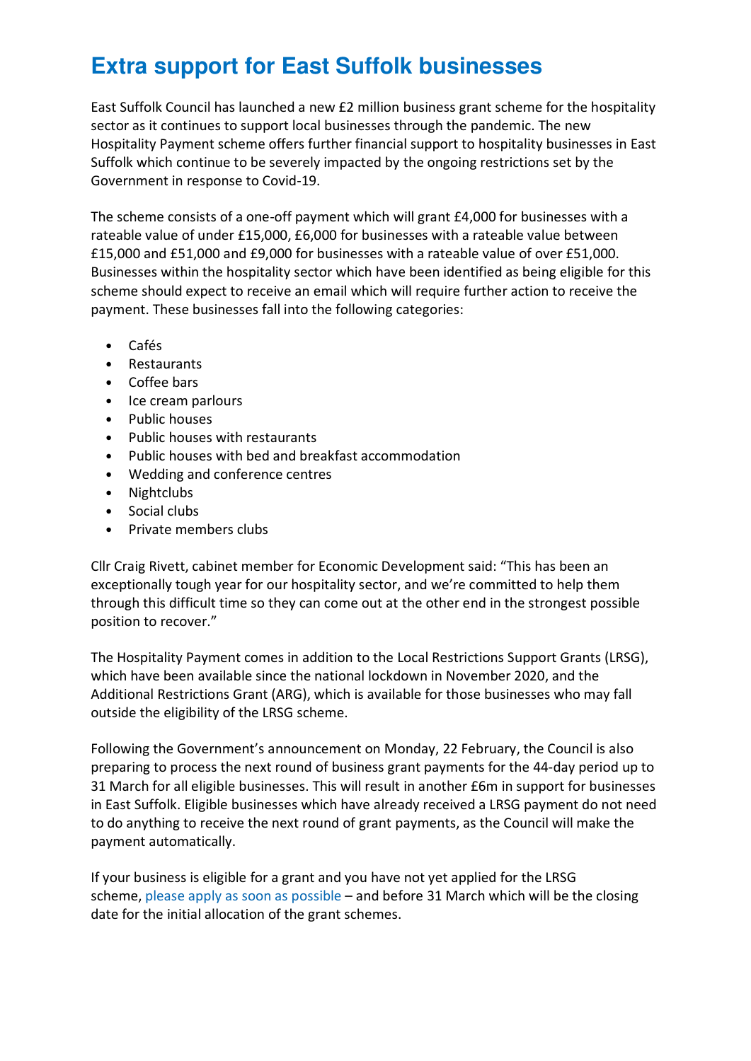# Extra support for East Suffolk businesses

East Suffolk Council has launched a new £2 million business grant scheme for the hospitality sector as it continues to support local businesses through the pandemic. The new Hospitality Payment scheme offers further financial support to hospitality businesses in East Suffolk which continue to be severely impacted by the ongoing restrictions set by the Government in response to Covid-19.

The scheme consists of a one-off payment which will grant £4,000 for businesses with a rateable value of under £15,000, £6,000 for businesses with a rateable value between £15,000 and £51,000 and £9,000 for businesses with a rateable value of over £51,000. Businesses within the hospitality sector which have been identified as being eligible for this scheme should expect to receive an email which will require further action to receive the payment. These businesses fall into the following categories:

- Cafés
- Restaurants
- Coffee bars
- Ice cream parlours
- Public houses
- Public houses with restaurants
- Public houses with bed and breakfast accommodation
- Wedding and conference centres
- Nightclubs
- Social clubs
- Private members clubs

Cllr Craig Rivett, cabinet member for Economic Development said: "This has been an exceptionally tough year for our hospitality sector, and we're committed to help them through this difficult time so they can come out at the other end in the strongest possible position to recover."

The Hospitality Payment comes in addition to the Local Restrictions Support Grants (LRSG), which have been available since the national lockdown in November 2020, and the Additional Restrictions Grant (ARG), which is available for those businesses who may fall outside the eligibility of the LRSG scheme.

Following the Government's announcement on Monday, 22 February, the Council is also preparing to process the next round of business grant payments for the 44-day period up to 31 March for all eligible businesses. This will result in another £6m in support for businesses in East Suffolk. Eligible businesses which have already received a LRSG payment do not need to do anything to receive the next round of grant payments, as the Council will make the payment automatically.

If your business is eligible for a grant and you have not yet applied for the LRSG scheme, please apply as soon as possible – and before 31 March which will be the closing date for the initial allocation of the grant schemes.